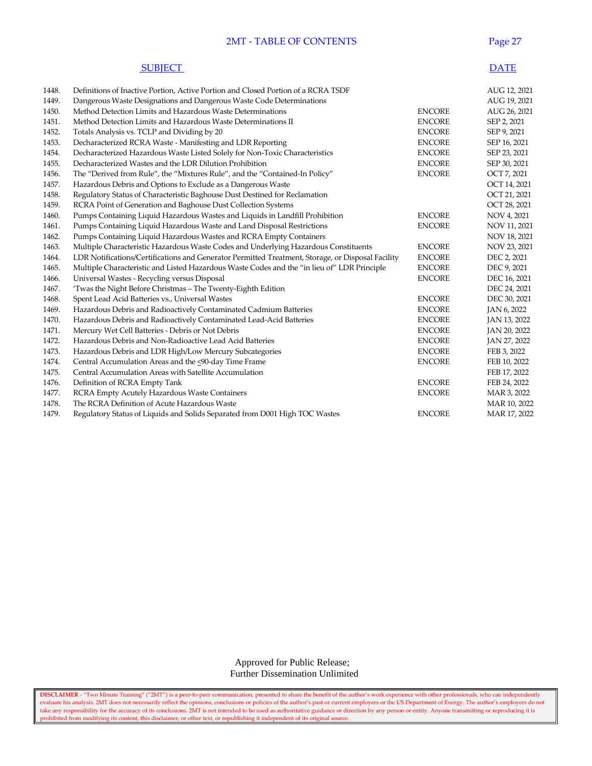# 2MT - TABLE OF CONTENTS

| | SUBJECT | | DATE |
|---|---|---|---|
| 1448. | Definitions of Inactive Portion, Active Portion and Closed Portion of a RCRA TSDF | | AUG 12, 2021 |
| 1449. | Dangerous Waste Designations and Dangerous Waste Code Determinations | | AUG 19, 2021 |
| 1450. | Method Detection Limits and Hazardous Waste Determinations | ENCORE | AUG 26, 2021 |
| 1451. | Method Detection Limits and Hazardous Waste Determinations II | ENCORE | SEP 2, 2021 |
| 1452. | Totals Analysis vs. TCLP and Dividing by 20 | ENCORE | SEP 9, 2021 |
| 1453. | Decharacterized RCRA Waste - Manifesting and LDR Reporting | ENCORE | SEP 16, 2021 |
| 1454. | Decharacterized Hazardous Waste Listed Solely for Non-Toxic Characteristics | ENCORE | SEP 23, 2021 |
| 1455. | Decharacterized Wastes and the LDR Dilution Prohibition | ENCORE | SEP 30, 2021 |
| 1456. | The "Derived from Rule", the "Mixtures Rule", and the "Contained-In Policy" | ENCORE | OCT 7, 2021 |
| 1457. | Hazardous Debris and Options to Exclude as a Dangerous Waste | | OCT 14, 2021 |
| 1458. | Regulatory Status of Characteristic Baghouse Dust Destined for Reclamation | | OCT 21, 2021 |
| 1459. | RCRA Point of Generation and Baghouse Dust Collection Systems | | OCT 28, 2021 |
| 1460. | Pumps Containing Liquid Hazardous Wastes and Liquids in Landfill Prohibition | ENCORE | NOV 4, 2021 |
| 1461. | Pumps Containing Liquid Hazardous Waste and Land Disposal Restrictions | ENCORE | NOV 11, 2021 |
| 1462. | Pumps Containing Liquid Hazardous Wastes and RCRA Empty Containers | | NOV 18, 2021 |
| 1463. | Multiple Characteristic Hazardous Waste Codes and Underlying Hazardous Constituents | ENCORE | NOV 23, 2021 |
| 1464. | LDR Notifications/Certifications and Generator Permitted Treatment, Storage, or Disposal Facility | ENCORE | DEC 2, 2021 |
| 1465. | Multiple Characteristic and Listed Hazardous Waste Codes and the "in lieu of" LDR Principle | ENCORE | DEC 9, 2021 |
| 1466. | Universal Wastes - Recycling versus Disposal | ENCORE | DEC 16, 2021 |
| 1467. | 'Twas the Night Before Christmas – The Twenty-Eighth Edition | | DEC 24, 2021 |
| 1468. | Spent Lead Acid Batteries vs., Universal Wastes | ENCORE | DEC 30, 2021 |
| 1469. | Hazardous Debris and Radioactively Contaminated Cadmium Batteries | ENCORE | JAN 6, 2022 |
| 1470. | Hazardous Debris and Radioactively Contaminated Lead-Acid Batteries | ENCORE | JAN 13, 2022 |
| 1471. | Mercury Wet Cell Batteries - Debris or Not Debris | ENCORE | JAN 20, 2022 |
| 1472. | Hazardous Debris and Non-Radioactive Lead Acid Batteries | ENCORE | JAN 27, 2022 |
| 1473. | Hazardous Debris and LDR High/Low Mercury Subcategories | ENCORE | FEB 3, 2022 |
| 1474. | Central Accumulation Areas and the <90-day Time Frame | ENCORE | FEB 10, 2022 |
| 1475. | Central Accumulation Areas with Satellite Accumulation | | FEB 17, 2022 |
| 1476. | Definition of RCRA Empty Tank | ENCORE | FEB 24, 2022 |
| 1477. | RCRA Empty Acutely Hazardous Waste Containers | ENCORE | MAR 3, 2022 |
| 1478. | The RCRA Definition of Acute Hazardous Waste | | MAR 10, 2022 |
| 1479. | Regulatory Status of Liquids and Solids Separated from D001 High TOC Wastes | ENCORE | MAR 17, 2022 |

Approved for Public Release;
Further Dissemination Unlimited

**DISCLAIMER** - "Two Minute Training" ("2MT") is a peer-to-peer communication, presented to share the benefit of the author's work experience with other professionals, who can independently evaluate his analysis. 2MT does not necessarily reflect the opinions, conclusions or policies of the author's past or current employers or the US Department of Energy. The author's employers do not take any responsibility for the accuracy of its conclusions. 2MT is not intended to be used as authoritative guidance or direction by any person or entity. Anyone transmitting or reproducing it is prohibited from modifying its content, this disclaimer, or other text, or republishing it independent of its original source.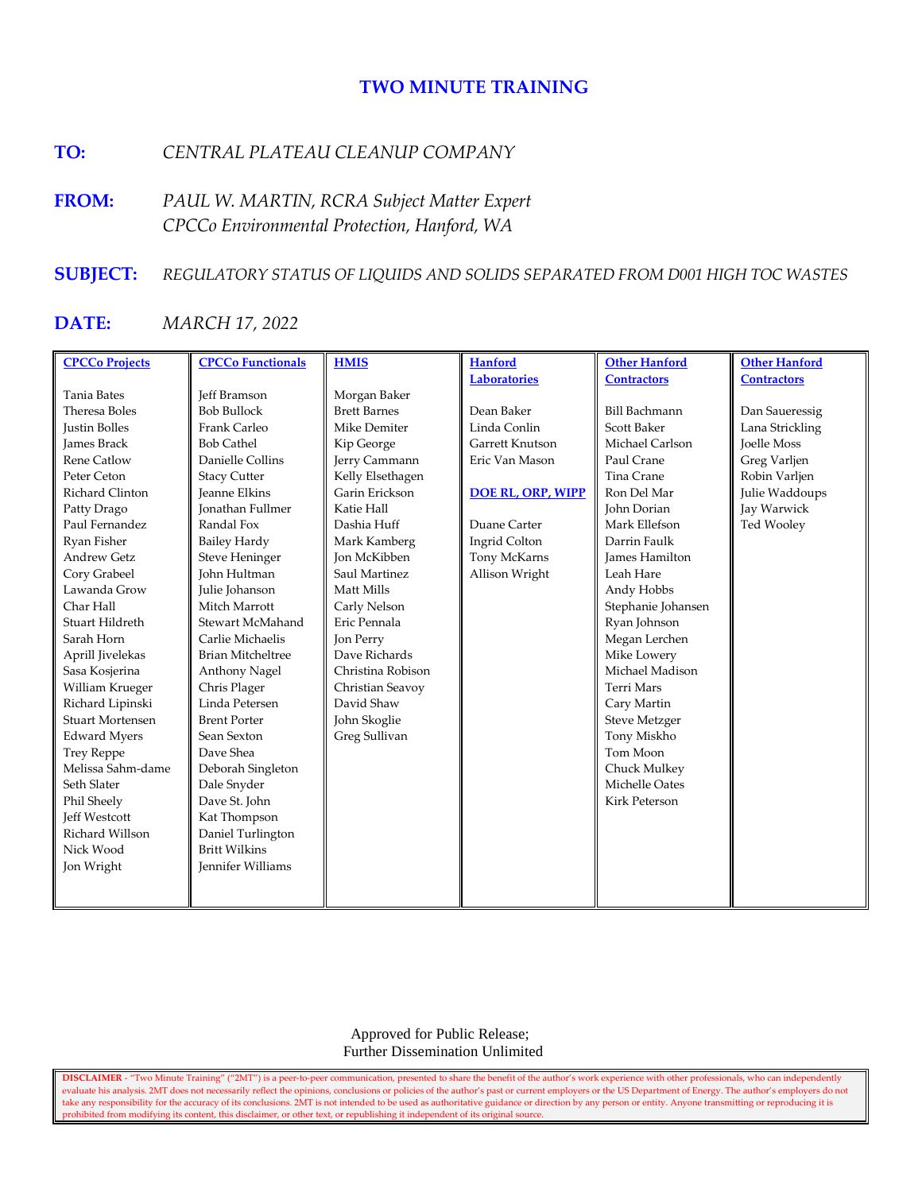# TWO MINUTE TRAINING

**TO:** *CENTRAL PLATEAU CLEANUP COMPANY*

**FROM:** *PAUL W. MARTIN, RCRA Subject Matter Expert*
*CPCCo Environmental Protection, Hanford, WA*

**SUBJECT:** *REGULATORY STATUS OF LIQUIDS AND SOLIDS SEPARATED FROM D001 HIGH TOC WASTES*

**DATE:** *MARCH 17, 2022*

| CPCCo Projects | CPCCo Functionals | HMIS | Hanford Laboratories | Other Hanford Contractors | Other Hanford Contractors |
|---|---|---|---|---|---|
| Tania Bates | Jeff Bramson | Morgan Baker | Dean Baker | Bill Bachmann | Dan Saueressig |
| Theresa Boles | Bob Bullock | Brett Barnes | Linda Conlin | Scott Baker | Lana Strickling |
| Justin Bolles | Frank Carleo | Mike Demiter | Garrett Knutson | Michael Carlson | Joelle Moss |
| James Brack | Bob Cathel | Kip George | Eric Van Mason | Paul Crane | Greg Varljen |
| Rene Catlow | Danielle Collins | Jerry Cammann | | Tina Crane | Robin Varljen |
| Peter Ceton | Stacy Cutter | Kelly Elsethagen | **DOE RL, ORP, WIPP** | Ron Del Mar | Julie Waddoups |
| Richard Clinton | Jeanne Elkins | Garin Erickson | | John Dorian | Jay Warwick |
| Patty Drago | Jonathan Fullmer | Katie Hall | Duane Carter | Mark Ellefson | Ted Wooley |
| Paul Fernandez | Randal Fox | Dashia Huff | Ingrid Colton | Darrin Faulk | |
| Ryan Fisher | Bailey Hardy | Mark Kamberg | Tony McKarns | James Hamilton | |
| Andrew Getz | Steve Heninger | Jon McKibben | Allison Wright | Leah Hare | |
| Cory Grabeel | John Hultman | Saul Martinez | | Andy Hobbs | |
| Lawanda Grow | Julie Johanson | Matt Mills | | Stephanie Johansen | |
| Char Hall | Mitch Marrott | Carly Nelson | | Ryan Johnson | |
| Stuart Hildreth | Stewart McMahand | Eric Pennala | | Megan Lerchen | |
| Sarah Horn | Carlie Michaelis | Jon Perry | | Mike Lowery | |
| Aprill Jivelekas | Brian Mitcheltree | Dave Richards | | Michael Madison | |
| Sasa Kosjerina | Anthony Nagel | Christina Robison | | Terri Mars | |
| William Krueger | Chris Plager | Christian Seavoy | | Cary Martin | |
| Richard Lipinski | Linda Petersen | David Shaw | | Steve Metzger | |
| Stuart Mortensen | Brent Porter | John Skoglie | | Tony Miskho | |
| Edward Myers | Sean Sexton | Greg Sullivan | | Tom Moon | |
| Trey Reppe | Dave Shea | | | Chuck Mulkey | |
| Melissa Sahm-dame | Deborah Singleton | | | Michelle Oates | |
| Seth Slater | Dale Snyder | | | Kirk Peterson | |
| Phil Sheely | Dave St. John | | | | |
| Jeff Westcott | Kat Thompson | | | | |
| Richard Willson | Daniel Turlington | | | | |
| Nick Wood | Britt Wilkins | | | | |
| Jon Wright | Jennifer Williams | | | | |

Approved for Public Release;
Further Dissemination Unlimited

**DISCLAIMER** - "Two Minute Training" ("2MT") is a peer-to-peer communication, presented to share the benefit of the author's work experience with other professionals, who can independently evaluate his analysis. 2MT does not necessarily reflect the opinions, conclusions or policies of the author's past or current employers or the US Department of Energy. The author's employers do not take any responsibility for the accuracy of its conclusions. 2MT is not intended to be used as authoritative guidance or direction by any person or entity. Anyone transmitting or reproducing it is prohibited from modifying its content, this disclaimer, or other text, or republishing it independent of its original source.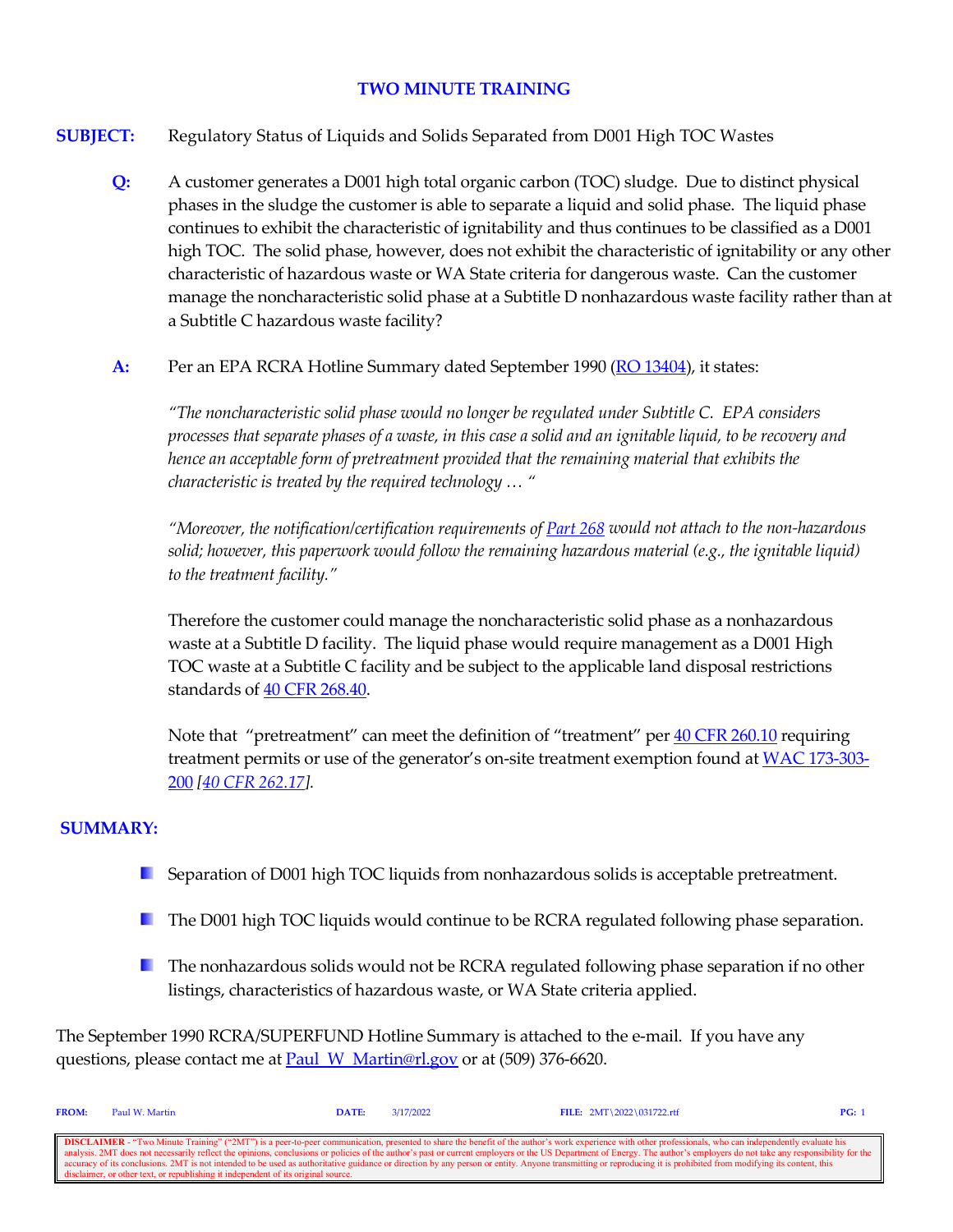# TWO MINUTE TRAINING

**SUBJECT:** Regulatory Status of Liquids and Solids Separated from D001 High TOC Wastes

**Q:** A customer generates a D001 high total organic carbon (TOC) sludge. Due to distinct physical phases in the sludge the customer is able to separate a liquid and solid phase. The liquid phase continues to exhibit the characteristic of ignitability and thus continues to be classified as a D001 high TOC. The solid phase, however, does not exhibit the characteristic of ignitability or any other characteristic of hazardous waste or WA State criteria for dangerous waste. Can the customer manage the noncharacteristic solid phase at a Subtitle D nonhazardous waste facility rather than at a Subtitle C hazardous waste facility?

**A:** Per an EPA RCRA Hotline Summary dated September 1990 (RO 13404), it states:

*"The noncharacteristic solid phase would no longer be regulated under Subtitle C. EPA considers processes that separate phases of a waste, in this case a solid and an ignitable liquid, to be recovery and hence an acceptable form of pretreatment provided that the remaining material that exhibits the characteristic is treated by the required technology … "*

*"Moreover, the notification/certification requirements of Part 268 would not attach to the non-hazardous solid; however, this paperwork would follow the remaining hazardous material (e.g., the ignitable liquid) to the treatment facility."*

Therefore the customer could manage the noncharacteristic solid phase as a nonhazardous waste at a Subtitle D facility. The liquid phase would require management as a D001 High TOC waste at a Subtitle C facility and be subject to the applicable land disposal restrictions standards of 40 CFR 268.40.

Note that "pretreatment" can meet the definition of "treatment" per 40 CFR 260.10 requiring treatment permits or use of the generator's on-site treatment exemption found at WAC 173-303-200 *[40 CFR 262.17]*.

## SUMMARY:

- Separation of D001 high TOC liquids from nonhazardous solids is acceptable pretreatment.
- The D001 high TOC liquids would continue to be RCRA regulated following phase separation.
- The nonhazardous solids would not be RCRA regulated following phase separation if no other listings, characteristics of hazardous waste, or WA State criteria applied.

The September 1990 RCRA/SUPERFUND Hotline Summary is attached to the e-mail. If you have any questions, please contact me at Paul_W_Martin@rl.gov or at (509) 376-6620.

**FROM:** Paul W. Martin **DATE:** 3/17/2022 **FILE:** 2MT\2022\031722.rtf

**DISCLAIMER** - "Two Minute Training" ("2MT") is a peer-to-peer communication, presented to share the benefit of the author's work experience with other professionals, who can independently evaluate his analysis. 2MT does not necessarily reflect the opinions, conclusions or policies of the author's past or current employers or the US Department of Energy. The author's employers do not take any responsibility for the accuracy of its conclusions. 2MT is not intended to be used as authoritative guidance or direction by any person or entity. Anyone transmitting or reproducing it is prohibited from modifying its content, this disclaimer, or other text, or republishing it independent of its original source.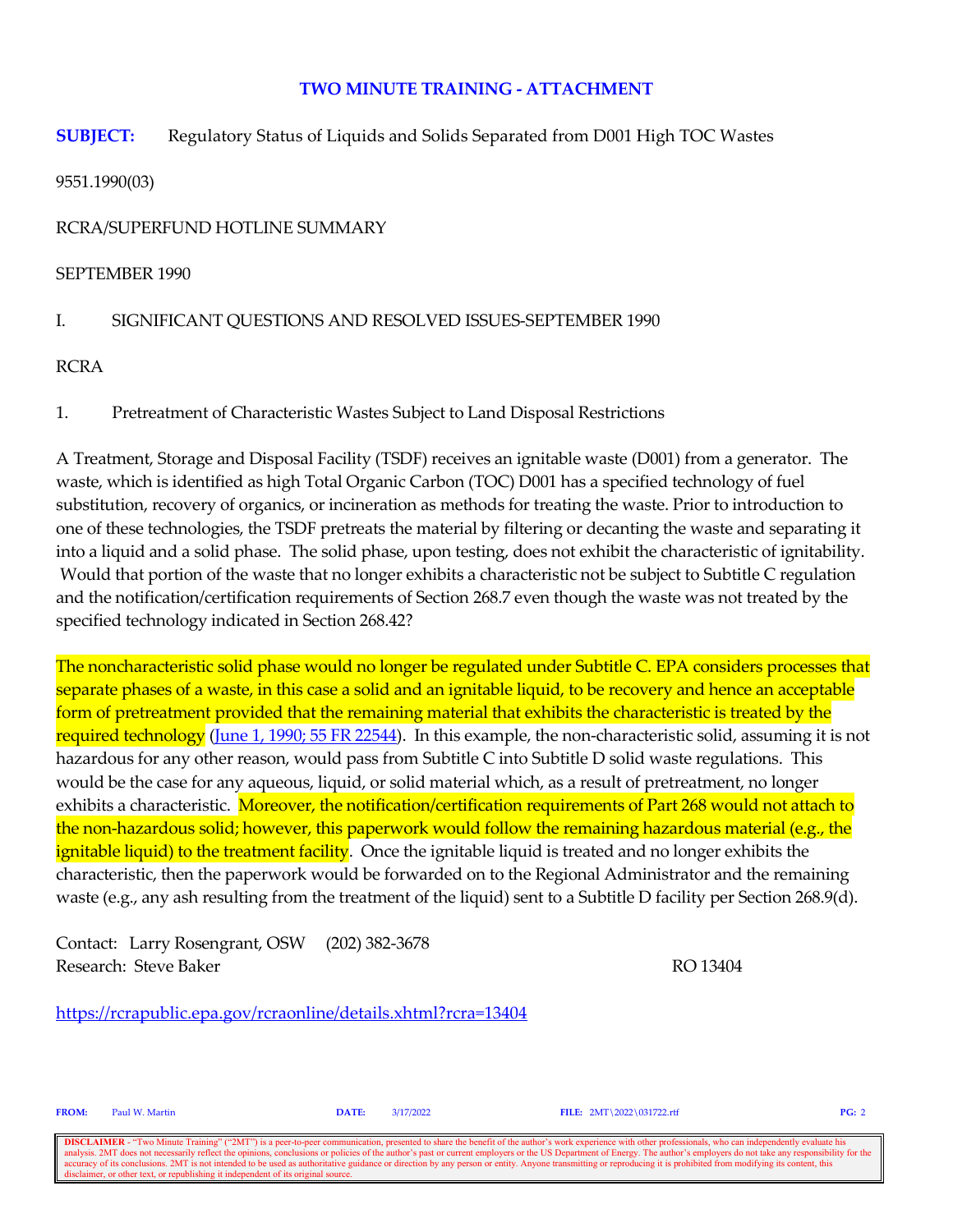# TWO MINUTE TRAINING - ATTACHMENT

**SUBJECT:** Regulatory Status of Liquids and Solids Separated from D001 High TOC Wastes

9551.1990(03)

RCRA/SUPERFUND HOTLINE SUMMARY

SEPTEMBER 1990

I. SIGNIFICANT QUESTIONS AND RESOLVED ISSUES-SEPTEMBER 1990

RCRA

1. Pretreatment of Characteristic Wastes Subject to Land Disposal Restrictions

A Treatment, Storage and Disposal Facility (TSDF) receives an ignitable waste (D001) from a generator. The waste, which is identified as high Total Organic Carbon (TOC) D001 has a specified technology of fuel substitution, recovery of organics, or incineration as methods for treating the waste. Prior to introduction to one of these technologies, the TSDF pretreats the material by filtering or decanting the waste and separating it into a liquid and a solid phase. The solid phase, upon testing, does not exhibit the characteristic of ignitability. Would that portion of the waste that no longer exhibits a characteristic not be subject to Subtitle C regulation and the notification/certification requirements of Section 268.7 even though the waste was not treated by the specified technology indicated in Section 268.42?

The noncharacteristic solid phase would no longer be regulated under Subtitle C. EPA considers processes that separate phases of a waste, in this case a solid and an ignitable liquid, to be recovery and hence an acceptable form of pretreatment provided that the remaining material that exhibits the characteristic is treated by the required technology (June 1, 1990; 55 FR 22544). In this example, the non-characteristic solid, assuming it is not hazardous for any other reason, would pass from Subtitle C into Subtitle D solid waste regulations. This would be the case for any aqueous, liquid, or solid material which, as a result of pretreatment, no longer exhibits a characteristic. Moreover, the notification/certification requirements of Part 268 would not attach to the non-hazardous solid; however, this paperwork would follow the remaining hazardous material (e.g., the ignitable liquid) to the treatment facility. Once the ignitable liquid is treated and no longer exhibits the characteristic, then the paperwork would be forwarded on to the Regional Administrator and the remaining waste (e.g., any ash resulting from the treatment of the liquid) sent to a Subtitle D facility per Section 268.9(d).

Contact: Larry Rosengrant, OSW (202) 382-3678
Research: Steve Baker RO 13404

https://rcrapublic.epa.gov/rcraonline/details.xhtml?rcra=13404